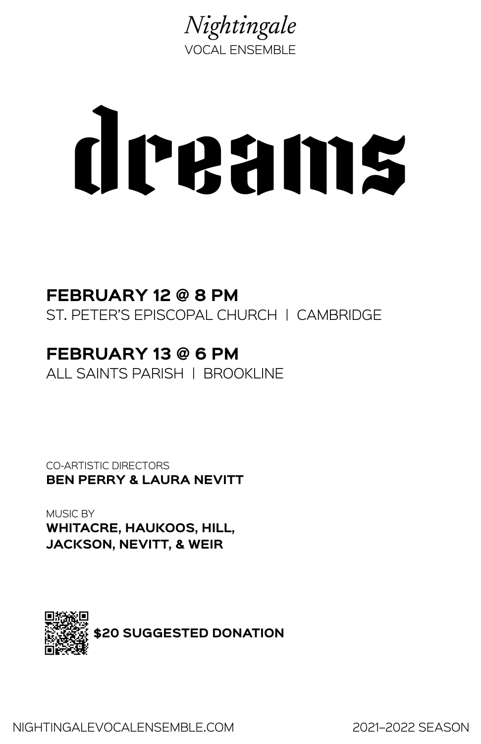*Nightingale*

VOCAL ENSEMBLE

# dreams

**FEBRUARY 12 @ 8 PM**

ST. PETER'S EPISCOPAL CHURCH | CAMBRIDGE

**FEBRUARY 13 @ 6 PM**

ALL SAINTS PARISH | BROOKLINE

CO-ARTISTIC DIRECTORS

**BEN PERRY & LAURA NEVITT**

MUSIC BY

**WHITACRE, HAUKOOS, HILL, JACKSON, NEVITT, & WEIR**

**$20 SUGGESTED DONATION**

NIGHTINGALEVOCALENSEMBLE.COM

2021–2022 SEASON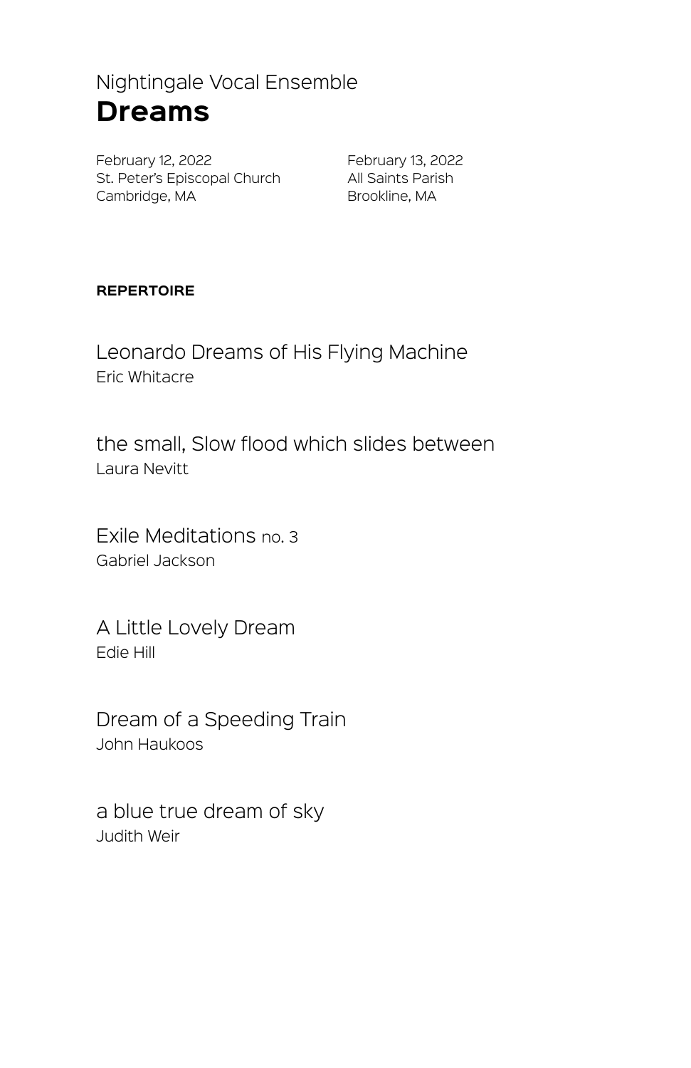Nightingale Vocal Ensemble

# Dreams

February 12, 2022
St. Peter's Episcopal Church
Cambridge, MA

February 13, 2022
All Saints Parish
Brookline, MA

**REPERTOIRE**

Leonardo Dreams of His Flying Machine
Eric Whitacre

the small, Slow flood which slides between
Laura Nevitt

Exile Meditations no. 3
Gabriel Jackson

A Little Lovely Dream
Edie Hill

Dream of a Speeding Train
John Haukoos

a blue true dream of sky
Judith Weir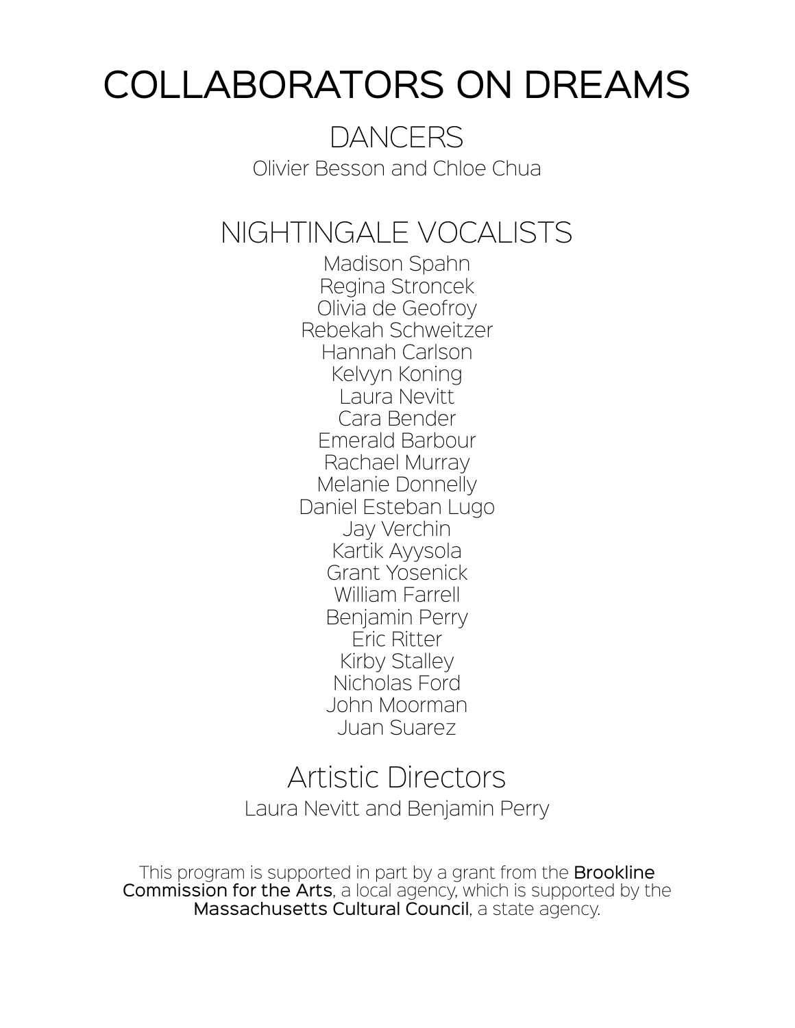# COLLABORATORS ON DREAMS

## DANCERS

Olivier Besson and Chloe Chua

## NIGHTINGALE VOCALISTS

Madison Spahn
Regina Stroncek
Olivia de Geofroy
Rebekah Schweitzer
Hannah Carlson
Kelvyn Koning
Laura Nevitt
Cara Bender
Emerald Barbour
Rachael Murray
Melanie Donnelly
Daniel Esteban Lugo
Jay Verchin
Kartik Ayysola
Grant Yosenick
William Farrell
Benjamin Perry
Eric Ritter
Kirby Stalley
Nicholas Ford
John Moorman
Juan Suarez

## Artistic Directors

Laura Nevitt and Benjamin Perry

This program is supported in part by a grant from the **Brookline Commission for the Arts**, a local agency, which is supported by the **Massachusetts Cultural Council**, a state agency.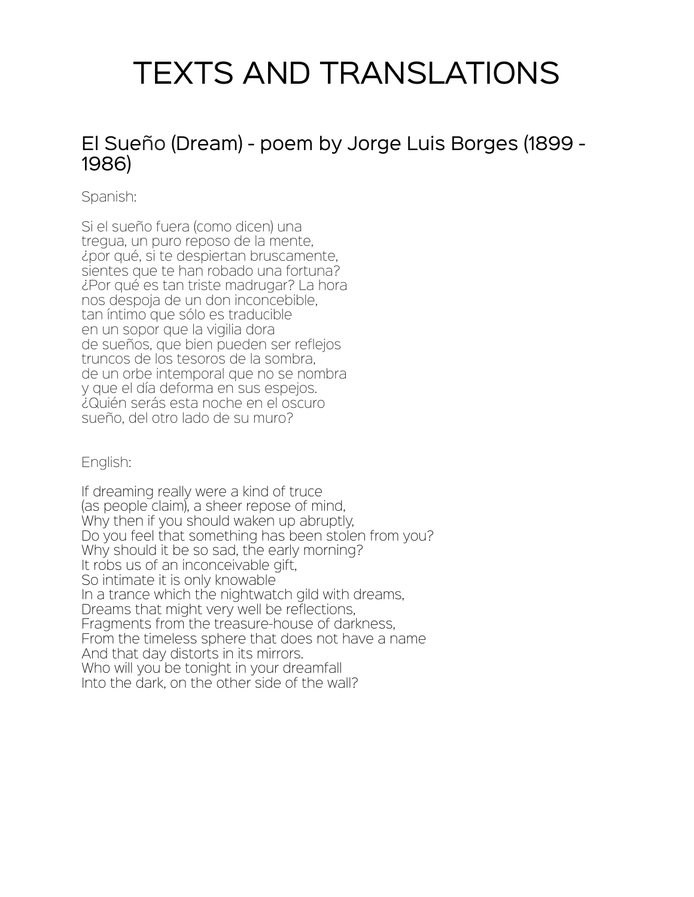# TEXTS AND TRANSLATIONS

## El Sueño (Dream) - poem by Jorge Luis Borges (1899 - 1986)

Spanish:

Si el sueño fuera (como dicen) una
tregua, un puro reposo de la mente,
¿por qué, si te despiertan bruscamente,
sientes que te han robado una fortuna?
¿Por qué es tan triste madrugar? La hora
nos despoja de un don inconcebible,
tan íntimo que sólo es traducible
en un sopor que la vigilia dora
de sueños, que bien pueden ser reflejos
truncos de los tesoros de la sombra,
de un orbe intemporal que no se nombra
y que el día deforma en sus espejos.
¿Quién serás esta noche en el oscuro
sueño, del otro lado de su muro?

English:

If dreaming really were a kind of truce
(as people claim), a sheer repose of mind,
Why then if you should waken up abruptly,
Do you feel that something has been stolen from you?
Why should it be so sad, the early morning?
It robs us of an inconceivable gift,
So intimate it is only knowable
In a trance which the nightwatch gild with dreams,
Dreams that might very well be reflections,
Fragments from the treasure-house of darkness,
From the timeless sphere that does not have a name
And that day distorts in its mirrors.
Who will you be tonight in your dreamfall
Into the dark, on the other side of the wall?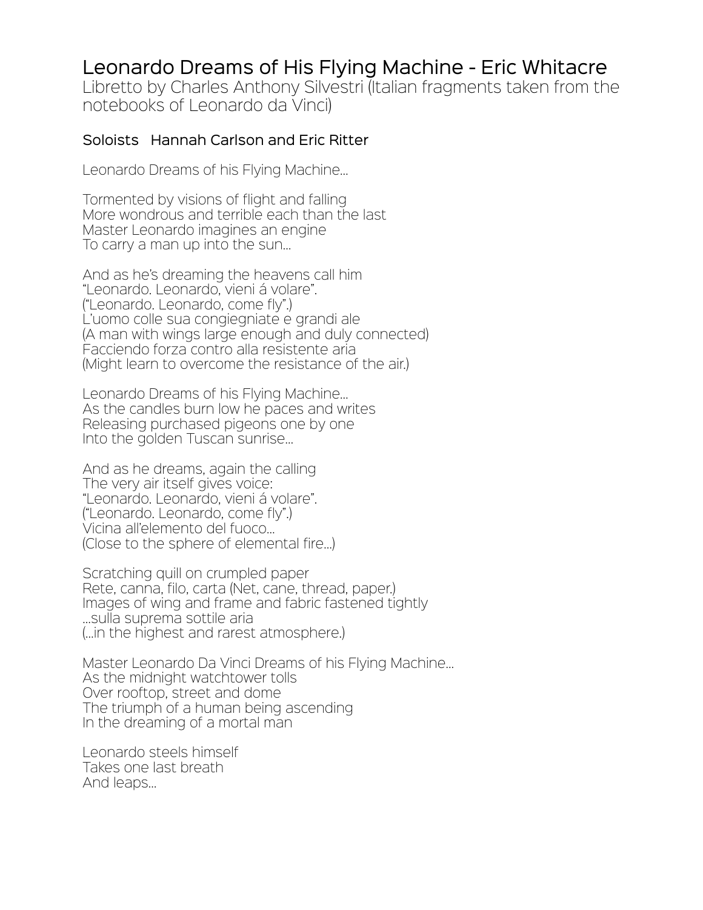# Leonardo Dreams of His Flying Machine - Eric Whitacre

Libretto by Charles Anthony Silvestri (Italian fragments taken from the notebooks of Leonardo da Vinci)

### Soloists   Hannah Carlson and Eric Ritter

Leonardo Dreams of his Flying Machine...

Tormented by visions of flight and falling  
More wondrous and terrible each than the last  
Master Leonardo imagines an engine  
To carry a man up into the sun...

And as he's dreaming the heavens call him  
"Leonardo. Leonardo, vieni á volare".  
("Leonardo. Leonardo, come fly".)  
L'uomo colle sua congiegniate e grandi ale  
(A man with wings large enough and duly connected)  
Facciendo forza contro alla resistente aria  
(Might learn to overcome the resistance of the air.)

Leonardo Dreams of his Flying Machine...  
As the candles burn low he paces and writes  
Releasing purchased pigeons one by one  
Into the golden Tuscan sunrise...

And as he dreams, again the calling  
The very air itself gives voice:  
"Leonardo. Leonardo, vieni á volare".  
("Leonardo. Leonardo, come fly".)  
Vicina all'elemento del fuoco...  
(Close to the sphere of elemental fire...)

Scratching quill on crumpled paper  
Rete, canna, filo, carta (Net, cane, thread, paper.)  
Images of wing and frame and fabric fastened tightly  
...sulla suprema sottile aria  
(...in the highest and rarest atmosphere.)

Master Leonardo Da Vinci Dreams of his Flying Machine...  
As the midnight watchtower tolls  
Over rooftop, street and dome  
The triumph of a human being ascending  
In the dreaming of a mortal man

Leonardo steels himself  
Takes one last breath  
And leaps...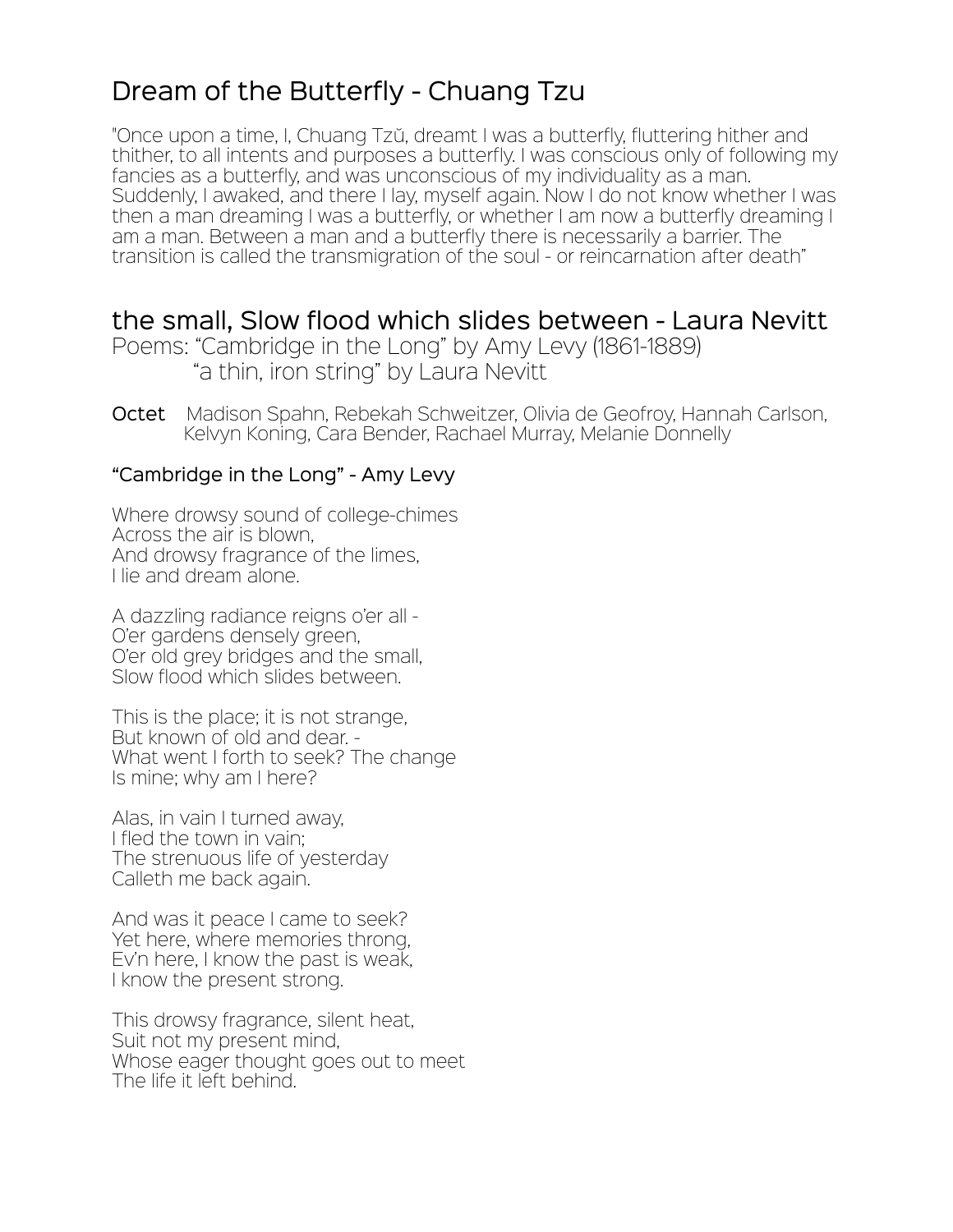## Dream of the Butterfly - Chuang Tzu

"Once upon a time, I, Chuang Tzŭ, dreamt I was a butterfly, fluttering hither and thither, to all intents and purposes a butterfly. I was conscious only of following my fancies as a butterfly, and was unconscious of my individuality as a man. Suddenly, I awaked, and there I lay, myself again. Now I do not know whether I was then a man dreaming I was a butterfly, or whether I am now a butterfly dreaming I am a man. Between a man and a butterfly there is necessarily a barrier. The transition is called the transmigration of the soul - or reincarnation after death"

## the small, Slow flood which slides between - Laura Nevitt

Poems: "Cambridge in the Long" by Amy Levy (1861-1889)
"a thin, iron string" by Laura Nevitt

**Octet** Madison Spahn, Rebekah Schweitzer, Olivia de Geofroy, Hannah Carlson, Kelvyn Koning, Cara Bender, Rachael Murray, Melanie Donnelly

### "Cambridge in the Long" - Amy Levy

Where drowsy sound of college-chimes
Across the air is blown,
And drowsy fragrance of the limes,
I lie and dream alone.

A dazzling radiance reigns o'er all -
O'er gardens densely green,
O'er old grey bridges and the small,
Slow flood which slides between.

This is the place; it is not strange,
But known of old and dear. -
What went I forth to seek? The change
Is mine; why am I here?

Alas, in vain I turned away,
I fled the town in vain;
The strenuous life of yesterday
Calleth me back again.

And was it peace I came to seek?
Yet here, where memories throng,
Ev'n here, I know the past is weak,
I know the present strong.

This drowsy fragrance, silent heat,
Suit not my present mind,
Whose eager thought goes out to meet
The life it left behind.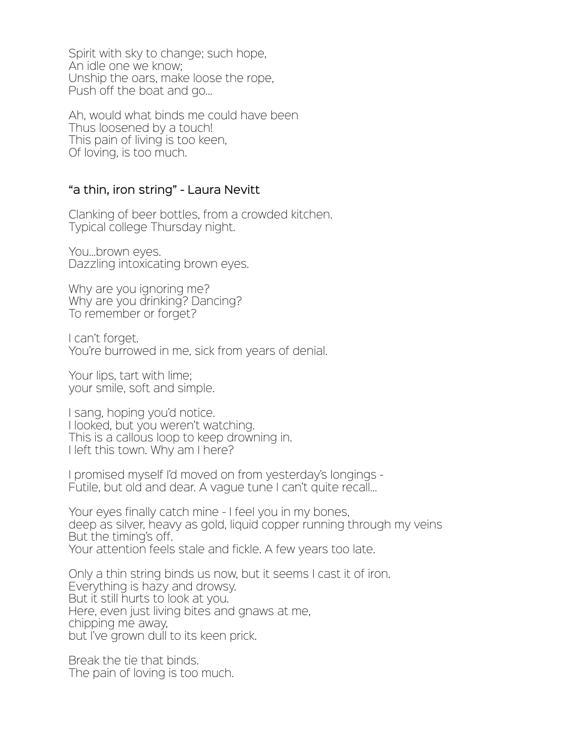Spirit with sky to change; such hope,
An idle one we know;
Unship the oars, make loose the rope,
Push off the boat and go...

Ah, would what binds me could have been
Thus loosened by a touch!
This pain of living is too keen,
Of loving, is too much.

### "a thin, iron string" - Laura Nevitt

Clanking of beer bottles, from a crowded kitchen.
Typical college Thursday night.

You...brown eyes.
Dazzling intoxicating brown eyes.

Why are you ignoring me?
Why are you drinking? Dancing?
To remember or forget?

I can't forget.
You're burrowed in me, sick from years of denial.

Your lips, tart with lime;
your smile, soft and simple.

I sang, hoping you'd notice.
I looked, but you weren't watching.
This is a callous loop to keep drowning in.
I left this town. Why am I here?

I promised myself I'd moved on from yesterday's longings -
Futile, but old and dear. A vague tune I can't quite recall...

Your eyes finally catch mine - I feel you in my bones,
deep as silver, heavy as gold, liquid copper running through my veins
But the timing's off.
Your attention feels stale and fickle. A few years too late.

Only a thin string binds us now, but it seems I cast it of iron.
Everything is hazy and drowsy.
But it still hurts to look at you.
Here, even just living bites and gnaws at me,
chipping me away,
but I've grown dull to its keen prick.

Break the tie that binds.
The pain of loving is too much.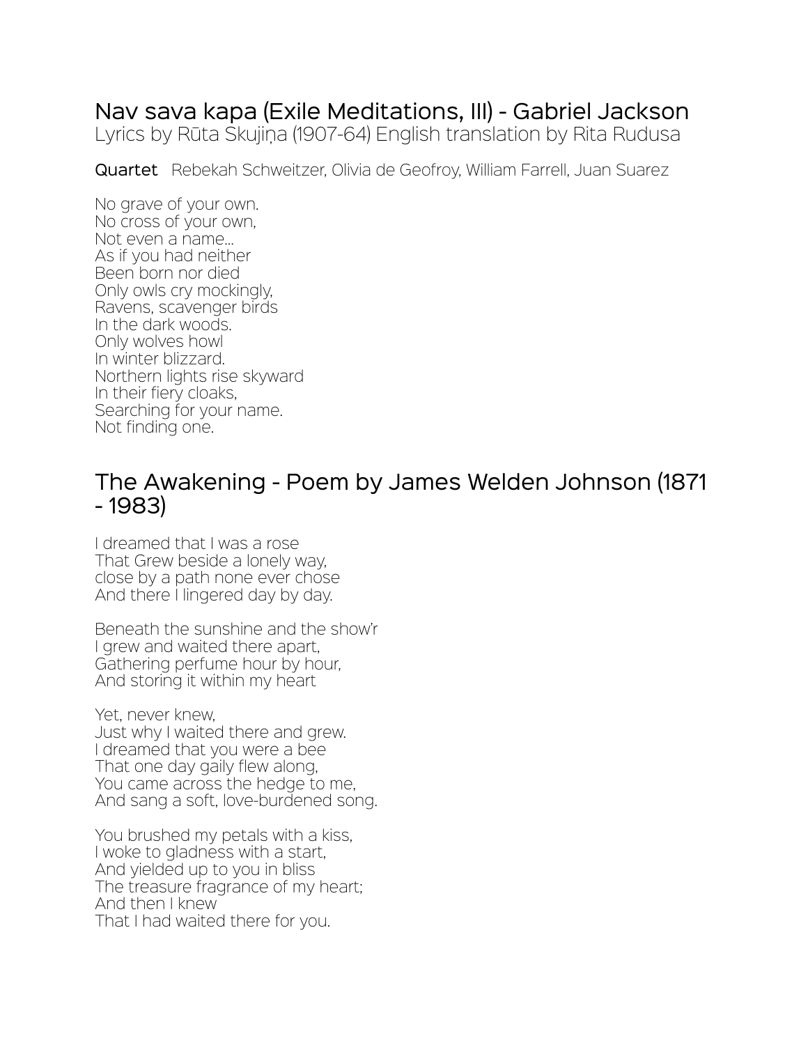## Nav sava kapa (Exile Meditations, III) - Gabriel Jackson

Lyrics by Rūta Skujiņa (1907-64) English translation by Rita Rudusa

**Quartet** Rebekah Schweitzer, Olivia de Geofroy, William Farrell, Juan Suarez

No grave of your own.
No cross of your own,
Not even a name...
As if you had neither
Been born nor died
Only owls cry mockingly,
Ravens, scavenger birds
In the dark woods.
Only wolves howl
In winter blizzard.
Northern lights rise skyward
In their fiery cloaks,
Searching for your name.
Not finding one.

## The Awakening - Poem by James Welden Johnson (1871 - 1983)

I dreamed that I was a rose
That Grew beside a lonely way,
close by a path none ever chose
And there I lingered day by day.

Beneath the sunshine and the show'r
I grew and waited there apart,
Gathering perfume hour by hour,
And storing it within my heart

Yet, never knew,
Just why I waited there and grew.
I dreamed that you were a bee
That one day gaily flew along,
You came across the hedge to me,
And sang a soft, love-burdened song.

You brushed my petals with a kiss,
I woke to gladness with a start,
And yielded up to you in bliss
The treasure fragrance of my heart;
And then I knew
That I had waited there for you.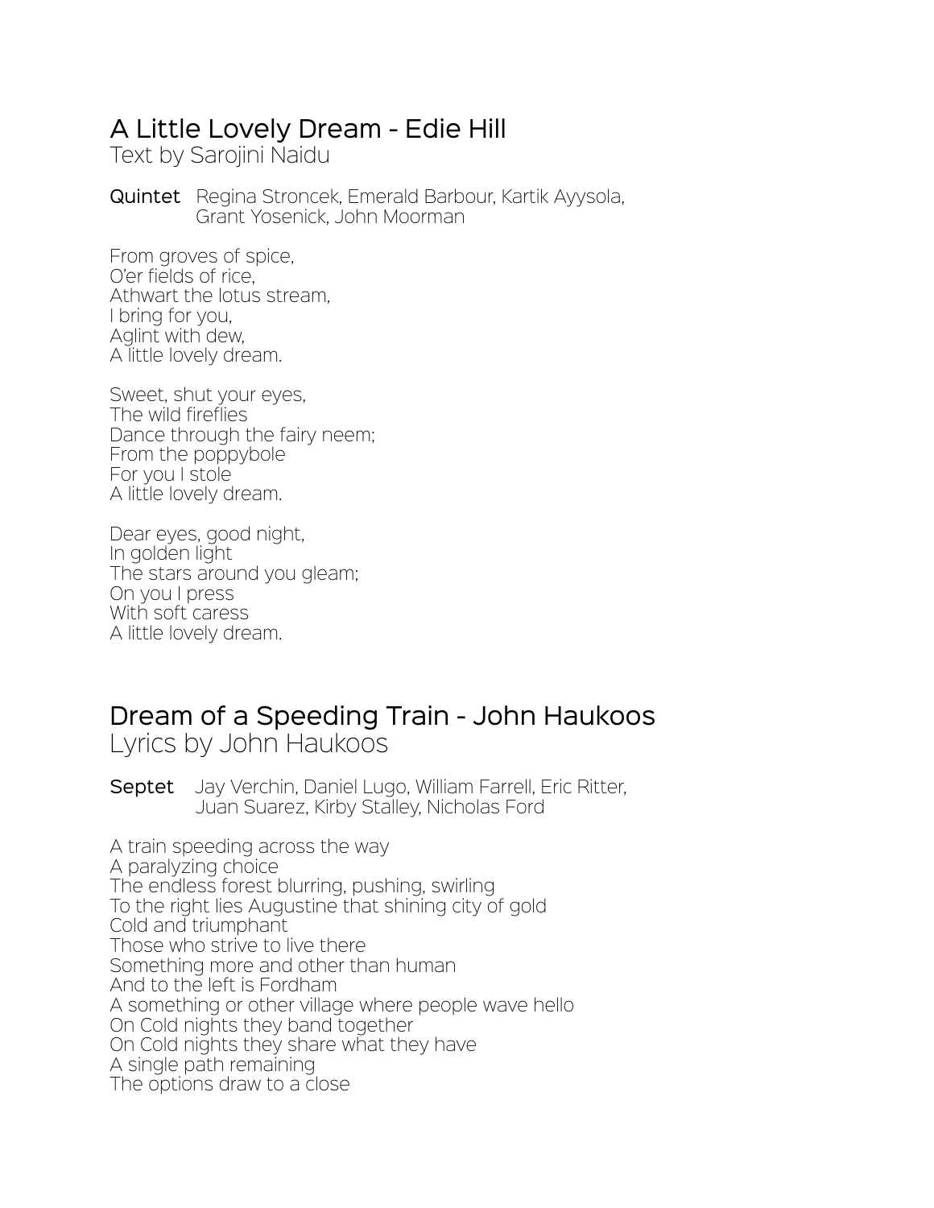## A Little Lovely Dream - Edie Hill

Text by Sarojini Naidu

**Quintet** Regina Stroncek, Emerald Barbour, Kartik Ayysola, Grant Yosenick, John Moorman

From groves of spice,  
O'er fields of rice,  
Athwart the lotus stream,  
I bring for you,  
Aglint with dew,  
A little lovely dream.

Sweet, shut your eyes,  
The wild fireflies  
Dance through the fairy neem;  
From the poppybole  
For you I stole  
A little lovely dream.

Dear eyes, good night,  
In golden light  
The stars around you gleam;  
On you I press  
With soft caress  
A little lovely dream.

## Dream of a Speeding Train - John Haukoos

Lyrics by John Haukoos

**Septet** Jay Verchin, Daniel Lugo, William Farrell, Eric Ritter, Juan Suarez, Kirby Stalley, Nicholas Ford

A train speeding across the way  
A paralyzing choice  
The endless forest blurring, pushing, swirling  
To the right lies Augustine that shining city of gold  
Cold and triumphant  
Those who strive to live there  
Something more and other than human  
And to the left is Fordham  
A something or other village where people wave hello  
On Cold nights they band together  
On Cold nights they share what they have  
A single path remaining  
The options draw to a close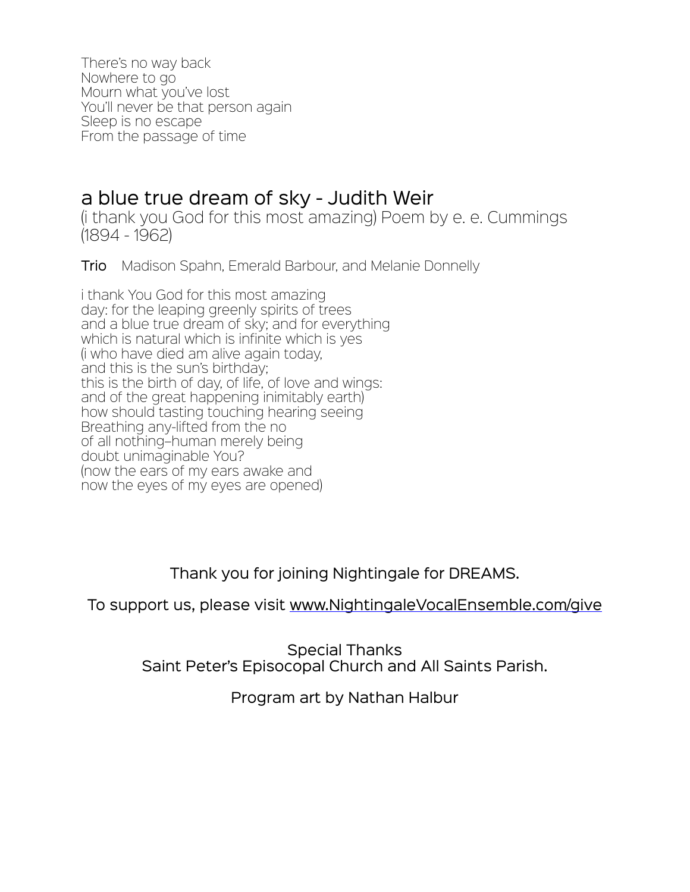There's no way back
Nowhere to go
Mourn what you've lost
You'll never be that person again
Sleep is no escape
From the passage of time

## a blue true dream of sky - Judith Weir

(i thank you God for this most amazing) Poem by e. e. Cummings (1894 - 1962)

**Trio** Madison Spahn, Emerald Barbour, and Melanie Donnelly

i thank You God for this most amazing
day: for the leaping greenly spirits of trees
and a blue true dream of sky; and for everything
which is natural which is infinite which is yes
(i who have died am alive again today,
and this is the sun's birthday;
this is the birth of day, of life, of love and wings:
and of the great happening inimitably earth)
how should tasting touching hearing seeing
Breathing any-lifted from the no
of all nothing–human merely being
doubt unimaginable You?
(now the ears of my ears awake and
now the eyes of my eyes are opened)

Thank you for joining Nightingale for DREAMS.

To support us, please visit www.NightingaleVocalEnsemble.com/give

Special Thanks
Saint Peter's Episocopal Church and All Saints Parish.

Program art by Nathan Halbur